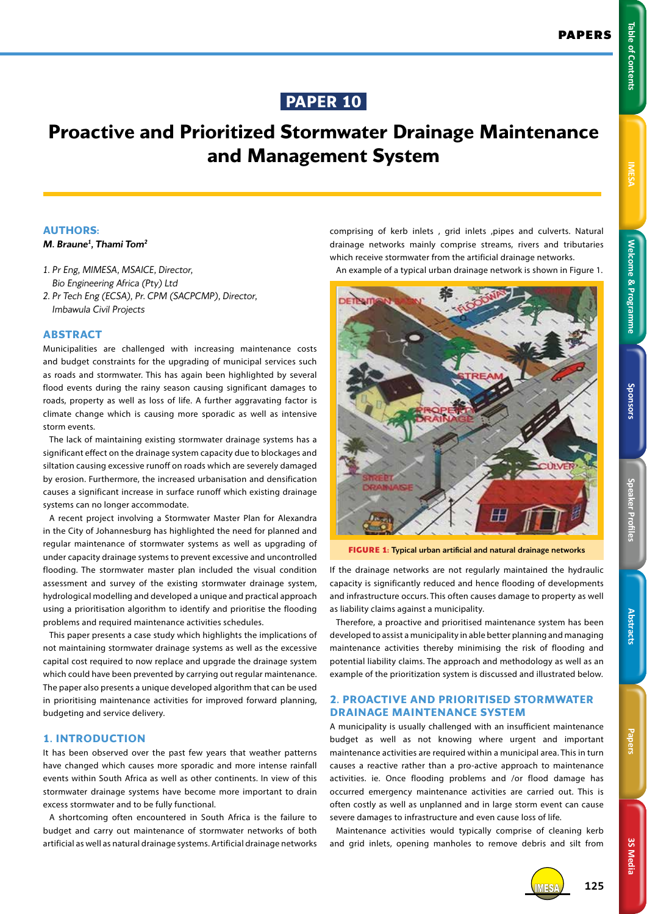# PAPER 10

# Proactive and Prioritized Stormwater Drainage Maintenance and Management System

**AUTHORS:**

***M. Braune[1], Thami Tom[2]***

*1. Pr Eng, MIMESA, MSAICE, Director, Bio Engineering Africa (Pty) Ltd*

*2. Pr Tech Eng (ECSA), Pr. CPM (SACPCMP), Director, Imbawula Civil Projects*

## ABSTRACT

Municipalities are challenged with increasing maintenance costs and budget constraints for the upgrading of municipal services such as roads and stormwater. This has again been highlighted by several flood events during the rainy season causing significant damages to roads, property as well as loss of life. A further aggravating factor is climate change which is causing more sporadic as well as intensive storm events.

The lack of maintaining existing stormwater drainage systems has a significant effect on the drainage system capacity due to blockages and siltation causing excessive runoff on roads which are severely damaged by erosion. Furthermore, the increased urbanisation and densification causes a significant increase in surface runoff which existing drainage systems can no longer accommodate.

A recent project involving a Stormwater Master Plan for Alexandra in the City of Johannesburg has highlighted the need for planned and regular maintenance of stormwater systems as well as upgrading of under capacity drainage systems to prevent excessive and uncontrolled flooding. The stormwater master plan included the visual condition assessment and survey of the existing stormwater drainage system, hydrological modelling and developed a unique and practical approach using a prioritisation algorithm to identify and prioritise the flooding problems and required maintenance activities schedules.

This paper presents a case study which highlights the implications of not maintaining stormwater drainage systems as well as the excessive capital cost required to now replace and upgrade the drainage system which could have been prevented by carrying out regular maintenance. The paper also presents a unique developed algorithm that can be used in prioritising maintenance activities for improved forward planning, budgeting and service delivery.

## 1. INTRODUCTION

It has been observed over the past few years that weather patterns have changed which causes more sporadic and more intense rainfall events within South Africa as well as other continents. In view of this stormwater drainage systems have become more important to drain excess stormwater and to be fully functional.

A shortcoming often encountered in South Africa is the failure to budget and carry out maintenance of stormwater networks of both artificial as well as natural drainage systems. Artificial drainage networks comprising of kerb inlets , grid inlets ,pipes and culverts. Natural drainage networks mainly comprise streams, rivers and tributaries which receive stormwater from the artificial drainage networks.

An example of a typical urban drainage network is shown in Figure 1.

**FIGURE 1:** Typical urban artificial and natural drainage networks

If the drainage networks are not regularly maintained the hydraulic capacity is significantly reduced and hence flooding of developments and infrastructure occurs. This often causes damage to property as well as liability claims against a municipality.

Therefore, a proactive and prioritised maintenance system has been developed to assist a municipality in able better planning and managing maintenance activities thereby minimising the risk of flooding and potential liability claims. The approach and methodology as well as an example of the prioritization system is discussed and illustrated below.

## 2. PROACTIVE AND PRIORITISED STORMWATER DRAINAGE MAINTENANCE SYSTEM

A municipality is usually challenged with an insufficient maintenance budget as well as not knowing where urgent and important maintenance activities are required within a municipal area. This in turn causes a reactive rather than a pro-active approach to maintenance activities. ie. Once flooding problems and /or flood damage has occurred emergency maintenance activities are carried out. This is often costly as well as unplanned and in large storm event can cause severe damages to infrastructure and even cause loss of life.

Maintenance activities would typically comprise of cleaning kerb and grid inlets, opening manholes to remove debris and silt from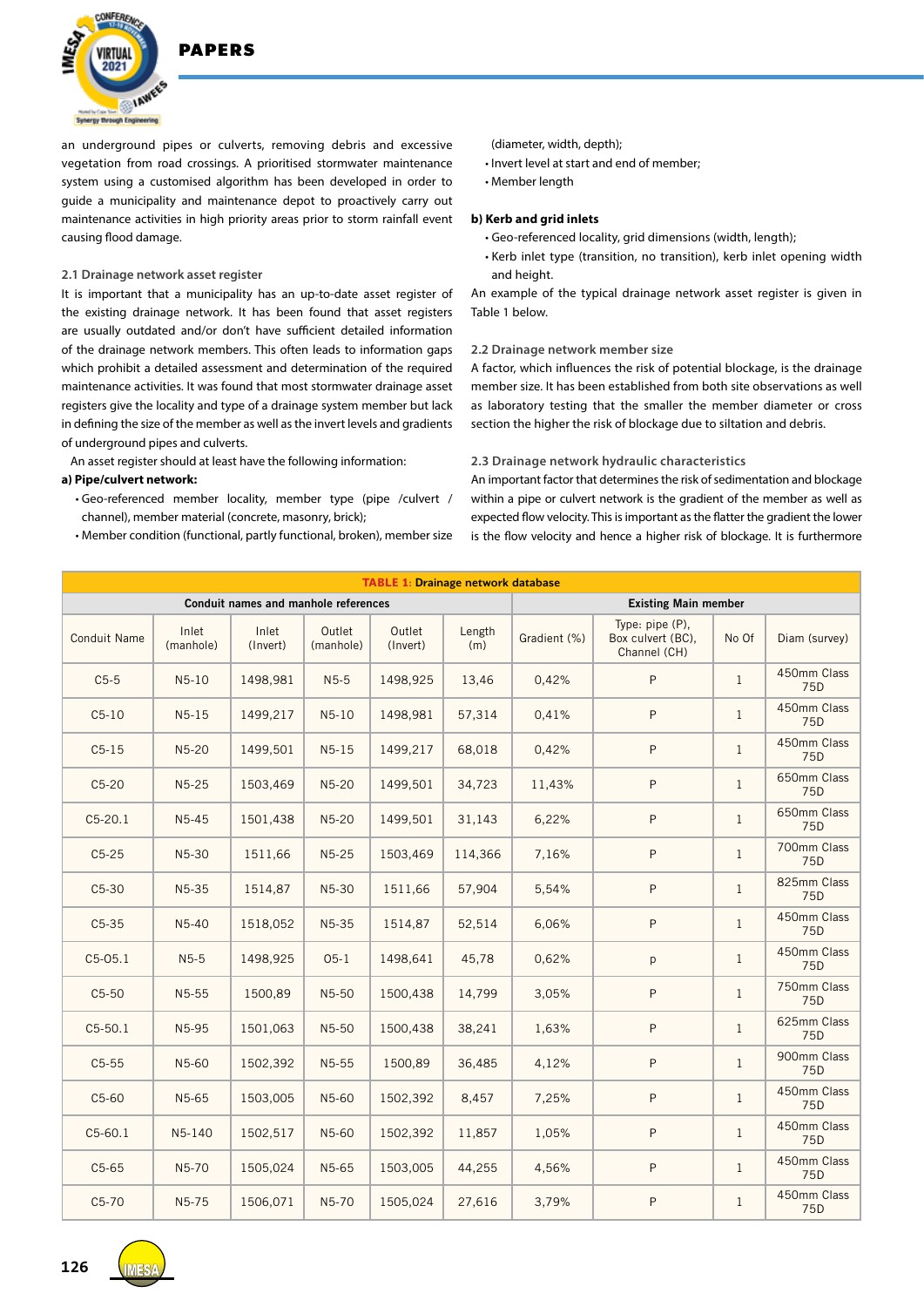an underground pipes or culverts, removing debris and excessive vegetation from road crossings. A prioritised stormwater maintenance system using a customised algorithm has been developed in order to guide a municipality and maintenance depot to proactively carry out maintenance activities in high priority areas prior to storm rainfall event causing flood damage.

### 2.1 Drainage network asset register

It is important that a municipality has an up-to-date asset register of the existing drainage network. It has been found that asset registers are usually outdated and/or don't have sufficient detailed information of the drainage network members. This often leads to information gaps which prohibit a detailed assessment and determination of the required maintenance activities. It was found that most stormwater drainage asset registers give the locality and type of a drainage system member but lack in defining the size of the member as well as the invert levels and gradients of underground pipes and culverts.

An asset register should at least have the following information:

**a) Pipe/culvert network:**

- Geo-referenced member locality, member type (pipe /culvert / channel), member material (concrete, masonry, brick);
- Member condition (functional, partly functional, broken), member size (diameter, width, depth);
- Invert level at start and end of member;
- Member length

**b) Kerb and grid inlets**

- Geo-referenced locality, grid dimensions (width, length);
- Kerb inlet type (transition, no transition), kerb inlet opening width and height.

An example of the typical drainage network asset register is given in Table 1 below.

### 2.2 Drainage network member size

A factor, which influences the risk of potential blockage, is the drainage member size. It has been established from both site observations as well as laboratory testing that the smaller the member diameter or cross section the higher the risk of blockage due to siltation and debris.

### 2.3 Drainage network hydraulic characteristics

An important factor that determines the risk of sedimentation and blockage within a pipe or culvert network is the gradient of the member as well as expected flow velocity. This is important as the flatter the gradient the lower is the flow velocity and hence a higher risk of blockage. It is furthermore

**TABLE 1: Drainage network database**

| Conduit names and manhole references | | | | | | Existing Main member | | | |
|---|---|---|---|---|---|---|---|---|---|
| Conduit Name | Inlet (manhole) | Inlet (Invert) | Outlet (manhole) | Outlet (Invert) | Length (m) | Gradient (%) | Type: pipe (P), Box culvert (BC), Channel (CH) | No Of | Diam (survey) |
| C5-5 | N5-10 | 1498,981 | N5-5 | 1498,925 | 13,46 | 0,42% | P | 1 | 450mm Class 75D |
| C5-10 | N5-15 | 1499,217 | N5-10 | 1498,981 | 57,314 | 0,41% | P | 1 | 450mm Class 75D |
| C5-15 | N5-20 | 1499,501 | N5-15 | 1499,217 | 68,018 | 0,42% | P | 1 | 450mm Class 75D |
| C5-20 | N5-25 | 1503,469 | N5-20 | 1499,501 | 34,723 | 11,43% | P | 1 | 650mm Class 75D |
| C5-20.1 | N5-45 | 1501,438 | N5-20 | 1499,501 | 31,143 | 6,22% | P | 1 | 650mm Class 75D |
| C5-25 | N5-30 | 1511,66 | N5-25 | 1503,469 | 114,366 | 7,16% | P | 1 | 700mm Class 75D |
| C5-30 | N5-35 | 1514,87 | N5-30 | 1511,66 | 57,904 | 5,54% | P | 1 | 825mm Class 75D |
| C5-35 | N5-40 | 1518,052 | N5-35 | 1514,87 | 52,514 | 6,06% | P | 1 | 450mm Class 75D |
| C5-05.1 | N5-5 | 1498,925 | 05-1 | 1498,641 | 45,78 | 0,62% | p | 1 | 450mm Class 75D |
| C5-50 | N5-55 | 1500,89 | N5-50 | 1500,438 | 14,799 | 3,05% | P | 1 | 750mm Class 75D |
| C5-50.1 | N5-95 | 1501,063 | N5-50 | 1500,438 | 38,241 | 1,63% | P | 1 | 625mm Class 75D |
| C5-55 | N5-60 | 1502,392 | N5-55 | 1500,89 | 36,485 | 4,12% | P | 1 | 900mm Class 75D |
| C5-60 | N5-65 | 1503,005 | N5-60 | 1502,392 | 8,457 | 7,25% | P | 1 | 450mm Class 75D |
| C5-60.1 | N5-140 | 1502,517 | N5-60 | 1502,392 | 11,857 | 1,05% | P | 1 | 450mm Class 75D |
| C5-65 | N5-70 | 1505,024 | N5-65 | 1503,005 | 44,255 | 4,56% | P | 1 | 450mm Class 75D |
| C5-70 | N5-75 | 1506,071 | N5-70 | 1505,024 | 27,616 | 3,79% | P | 1 | 450mm Class 75D |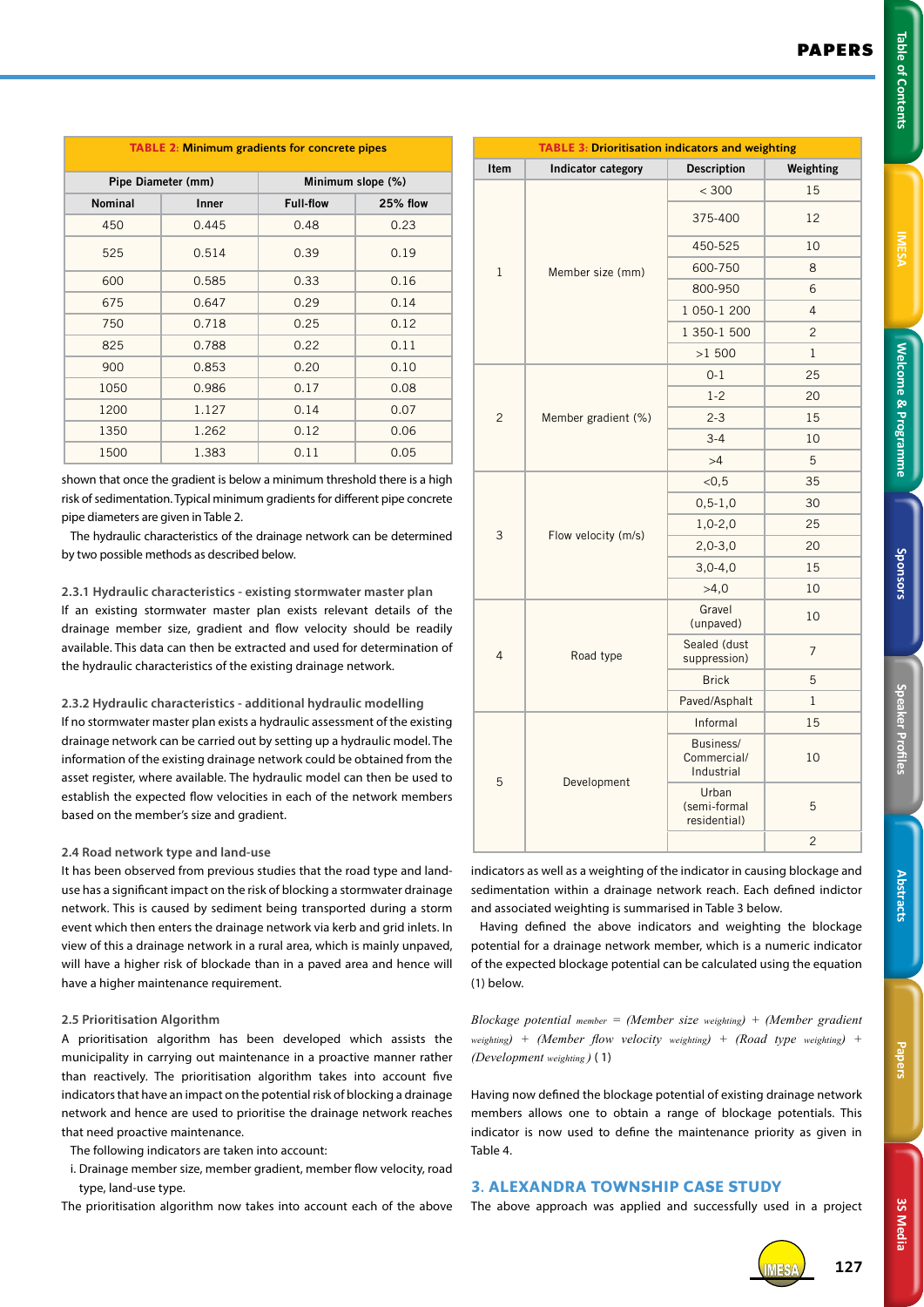**TABLE 2: Minimum gradients for concrete pipes**

| Pipe Diameter (mm) | | Minimum slope (%) | |
|---|---|---|---|
| Nominal | Inner | Full-flow | 25% flow |
| 450 | 0.445 | 0.48 | 0.23 |
| 525 | 0.514 | 0.39 | 0.19 |
| 600 | 0.585 | 0.33 | 0.16 |
| 675 | 0.647 | 0.29 | 0.14 |
| 750 | 0.718 | 0.25 | 0.12 |
| 825 | 0.788 | 0.22 | 0.11 |
| 900 | 0.853 | 0.20 | 0.10 |
| 1050 | 0.986 | 0.17 | 0.08 |
| 1200 | 1.127 | 0.14 | 0.07 |
| 1350 | 1.262 | 0.12 | 0.06 |
| 1500 | 1.383 | 0.11 | 0.05 |

shown that once the gradient is below a minimum threshold there is a high risk of sedimentation. Typical minimum gradients for different pipe concrete pipe diameters are given in Table 2.

The hydraulic characteristics of the drainage network can be determined by two possible methods as described below.

#### 2.3.1 Hydraulic characteristics - existing stormwater master plan

If an existing stormwater master plan exists relevant details of the drainage member size, gradient and flow velocity should be readily available. This data can then be extracted and used for determination of the hydraulic characteristics of the existing drainage network.

#### 2.3.2 Hydraulic characteristics - additional hydraulic modelling

If no stormwater master plan exists a hydraulic assessment of the existing drainage network can be carried out by setting up a hydraulic model. The information of the existing drainage network could be obtained from the asset register, where available. The hydraulic model can then be used to establish the expected flow velocities in each of the network members based on the member's size and gradient.

### 2.4 Road network type and land-use

It has been observed from previous studies that the road type and land-use has a significant impact on the risk of blocking a stormwater drainage network. This is caused by sediment being transported during a storm event which then enters the drainage network via kerb and grid inlets. In view of this a drainage network in a rural area, which is mainly unpaved, will have a higher risk of blockade than in a paved area and hence will have a higher maintenance requirement.

### 2.5 Prioritisation Algorithm

A prioritisation algorithm has been developed which assists the municipality in carrying out maintenance in a proactive manner rather than reactively. The prioritisation algorithm takes into account five indicators that have an impact on the potential risk of blocking a drainage network and hence are used to prioritise the drainage network reaches that need proactive maintenance.

The following indicators are taken into account:

i. Drainage member size, member gradient, member flow velocity, road type, land-use type.

The prioritisation algorithm now takes into account each of the above indicators as well as a weighting of the indicator in causing blockage and sedimentation within a drainage network reach. Each defined indictor and associated weighting is summarised in Table 3 below.

**TABLE 3: Drioritisation indicators and weighting**

| Item | Indicator category | Description | Weighting |
|---|---|---|---|
| 1 | Member size (mm) | < 300 | 15 |
| | | 375-400 | 12 |
| | | 450-525 | 10 |
| | | 600-750 | 8 |
| | | 800-950 | 6 |
| | | 1 050-1 200 | 4 |
| | | 1 350-1 500 | 2 |
| | | >1 500 | 1 |
| 2 | Member gradient (%) | 0-1 | 25 |
| | | 1-2 | 20 |
| | | 2-3 | 15 |
| | | 3-4 | 10 |
| | | >4 | 5 |
| 3 | Flow velocity (m/s) | <0,5 | 35 |
| | | 0,5-1,0 | 30 |
| | | 1,0-2,0 | 25 |
| | | 2,0-3,0 | 20 |
| | | 3,0-4,0 | 15 |
| | | >4,0 | 10 |
| 4 | Road type | Gravel (unpaved) | 10 |
| | | Sealed (dust suppression) | 7 |
| | | Brick | 5 |
| | | Paved/Asphalt | 1 |
| 5 | Development | Informal | 15 |
| | | Business/ Commercial/ Industrial | 10 |
| | | Urban (semi-formal residential) | 5 |
| | | | 2 |

Having defined the above indicators and weighting the blockage potential for a drainage network member, which is a numeric indicator of the expected blockage potential can be calculated using the equation (1) below.

$$\text{Blockage potential}_{member} = (\text{Member size}_{weighting}) + (\text{Member gradient}_{weighting}) + (\text{Member flow velocity}_{weighting}) + (\text{Road type}_{weighting}) + (\text{Development}_{weighting}) \quad (1)$$

Having now defined the blockage potential of existing drainage network members allows one to obtain a range of blockage potentials. This indicator is now used to define the maintenance priority as given in Table 4.

## 3. ALEXANDRA TOWNSHIP CASE STUDY

The above approach was applied and successfully used in a project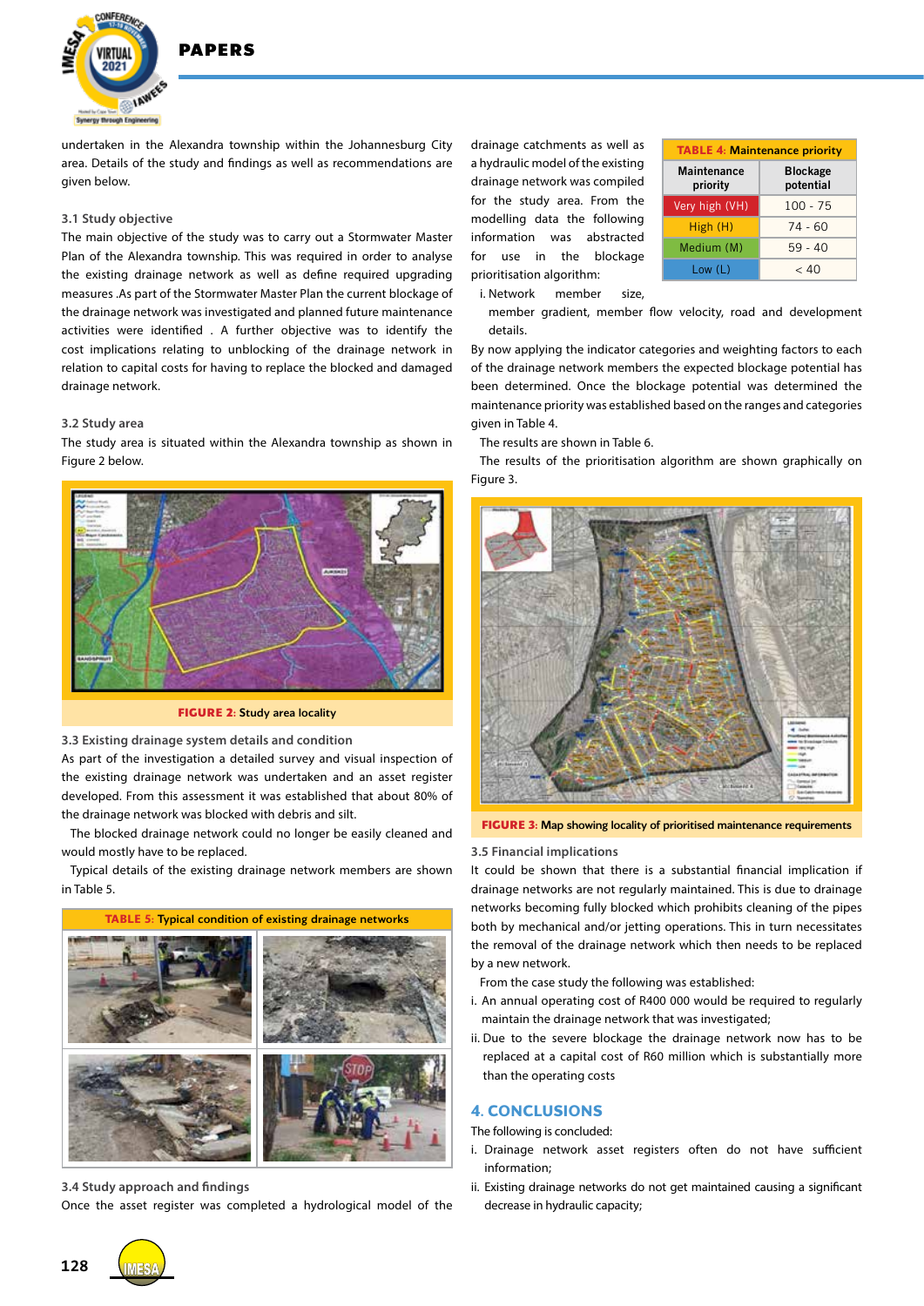undertaken in the Alexandra township within the Johannesburg City area. Details of the study and findings as well as recommendations are given below.

### 3.1 Study objective

The main objective of the study was to carry out a Stormwater Master Plan of the Alexandra township. This was required in order to analyse the existing drainage network as well as define required upgrading measures .As part of the Stormwater Master Plan the current blockage of the drainage network was investigated and planned future maintenance activities were identified . A further objective was to identify the cost implications relating to unblocking of the drainage network in relation to capital costs for having to replace the blocked and damaged drainage network.

### 3.2 Study area

The study area is situated within the Alexandra township as shown in Figure 2 below.

**FIGURE 2:** Study area locality

### 3.3 Existing drainage system details and condition

As part of the investigation a detailed survey and visual inspection of the existing drainage network was undertaken and an asset register developed. From this assessment it was established that about 80% of the drainage network was blocked with debris and silt.

The blocked drainage network could no longer be easily cleaned and would mostly have to be replaced.

Typical details of the existing drainage network members are shown in Table 5.

**TABLE 5:** Typical condition of existing drainage networks

### 3.4 Study approach and findings

Once the asset register was completed a hydrological model of the drainage catchments as well as a hydraulic model of the existing drainage network was compiled for the study area. From the modelling data the following information was abstracted for use in the blockage prioritisation algorithm:

i. Network member size, member gradient, member flow velocity, road and development details.

**TABLE 4:** Maintenance priority

| Maintenance priority | Blockage potential |
|---|---|
| Very high (VH) | 100 - 75 |
| High (H) | 74 - 60 |
| Medium (M) | 59 - 40 |
| Low (L) | < 40 |

By now applying the indicator categories and weighting factors to each of the drainage network members the expected blockage potential has been determined. Once the blockage potential was determined the maintenance priority was established based on the ranges and categories given in Table 4.

The results are shown in Table 6.

The results of the prioritisation algorithm are shown graphically on Figure 3.

**FIGURE 3:** Map showing locality of prioritised maintenance requirements

### 3.5 Financial implications

It could be shown that there is a substantial financial implication if drainage networks are not regularly maintained. This is due to drainage networks becoming fully blocked which prohibits cleaning of the pipes both by mechanical and/or jetting operations. This in turn necessitates the removal of the drainage network which then needs to be replaced by a new network.

From the case study the following was established:

i. An annual operating cost of R400 000 would be required to regularly maintain the drainage network that was investigated;

ii. Due to the severe blockage the drainage network now has to be replaced at a capital cost of R60 million which is substantially more than the operating costs

## 4. CONCLUSIONS

The following is concluded:

i. Drainage network asset registers often do not have sufficient information;

ii. Existing drainage networks do not get maintained causing a significant decrease in hydraulic capacity;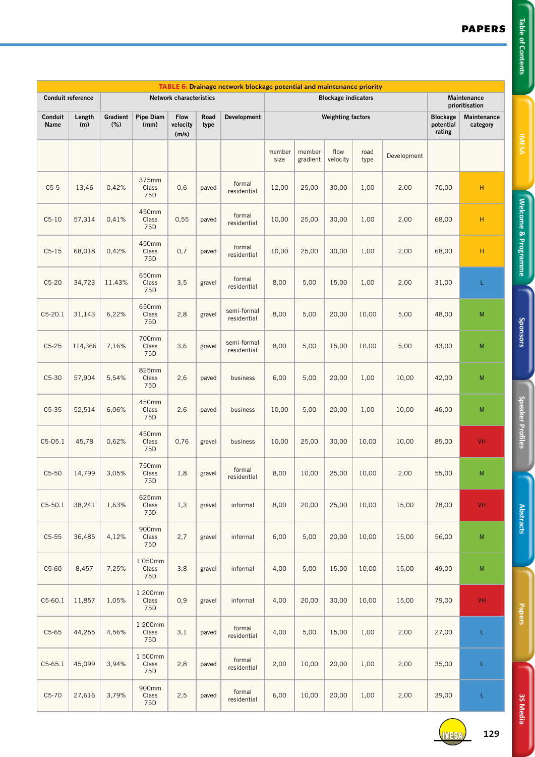**TABLE 6: Drainage network blockage potential and maintenance priority**

| Conduit reference | Network characteristics | | | | | | Blockage indicators | | | | | Maintenance prioritisation | |
|---|---|---|---|---|---|---|---|---|---|---|---|---|---|
| Conduit Name | Length (m) | Gradient (%) | Pipe Diam (mm) | Flow velocity (m/s) | Road type | Development | Weighting factors | | | | | Blockage potential rating | Maintenance category |
| | | | | | | | member size | member gradient | flow velocity | road type | Development | | |
| C5-5 | 13,46 | 0,42% | 375mm Class 75D | 0,6 | paved | formal residential | 12,00 | 25,00 | 30,00 | 1,00 | 2,00 | 70,00 | H |
| C5-10 | 57,314 | 0,41% | 450mm Class 75D | 0,55 | paved | formal residential | 10,00 | 25,00 | 30,00 | 1,00 | 2,00 | 68,00 | H |
| C5-15 | 68,018 | 0,42% | 450mm Class 75D | 0,7 | paved | formal residential | 10,00 | 25,00 | 30,00 | 1,00 | 2,00 | 68,00 | H |
| C5-20 | 34,723 | 11,43% | 650mm Class 75D | 3,5 | gravel | formal residential | 8,00 | 5,00 | 15,00 | 1,00 | 2,00 | 31,00 | L |
| C5-20.1 | 31,143 | 6,22% | 650mm Class 75D | 2,8 | gravel | semi-formal residential | 8,00 | 5,00 | 20,00 | 10,00 | 5,00 | 48,00 | M |
| C5-25 | 114,366 | 7,16% | 700mm Class 75D | 3,6 | gravel | semi-formal residential | 8,00 | 5,00 | 15,00 | 10,00 | 5,00 | 43,00 | M |
| C5-30 | 57,904 | 5,54% | 825mm Class 75D | 2,6 | paved | business | 6,00 | 5,00 | 20,00 | 1,00 | 10,00 | 42,00 | M |
| C5-35 | 52,514 | 6,06% | 450mm Class 75D | 2,6 | paved | business | 10,00 | 5,00 | 20,00 | 1,00 | 10,00 | 46,00 | M |
| C5-05.1 | 45,78 | 0,62% | 450mm Class 75D | 0,76 | gravel | business | 10,00 | 25,00 | 30,00 | 10,00 | 10,00 | 85,00 | VH |
| C5-50 | 14,799 | 3,05% | 750mm Class 75D | 1,8 | gravel | formal residential | 8,00 | 10,00 | 25,00 | 10,00 | 2,00 | 55,00 | M |
| C5-50.1 | 38,241 | 1,63% | 625mm Class 75D | 1,3 | gravel | informal | 8,00 | 20,00 | 25,00 | 10,00 | 15,00 | 78,00 | VH |
| C5-55 | 36,485 | 4,12% | 900mm Class 75D | 2,7 | gravel | informal | 6,00 | 5,00 | 20,00 | 10,00 | 15,00 | 56,00 | M |
| C5-60 | 8,457 | 7,25% | 1 050mm Class 75D | 3,8 | gravel | informal | 4,00 | 5,00 | 15,00 | 10,00 | 15,00 | 49,00 | M |
| C5-60.1 | 11,857 | 1,05% | 1 200mm Class 75D | 0,9 | gravel | informal | 4,00 | 20,00 | 30,00 | 10,00 | 15,00 | 79,00 | VH |
| C5-65 | 44,255 | 4,56% | 1 200mm Class 75D | 3,1 | paved | formal residential | 4,00 | 5,00 | 15,00 | 1,00 | 2,00 | 27,00 | L |
| C5-65.1 | 45,099 | 3,94% | 1 500mm Class 75D | 2,8 | paved | formal residential | 2,00 | 10,00 | 20,00 | 1,00 | 2,00 | 35,00 | L |
| C5-70 | 27,616 | 3,79% | 900mm Class 75D | 2,5 | paved | formal residential | 6,00 | 10,00 | 20,00 | 1,00 | 2,00 | 39,00 | L |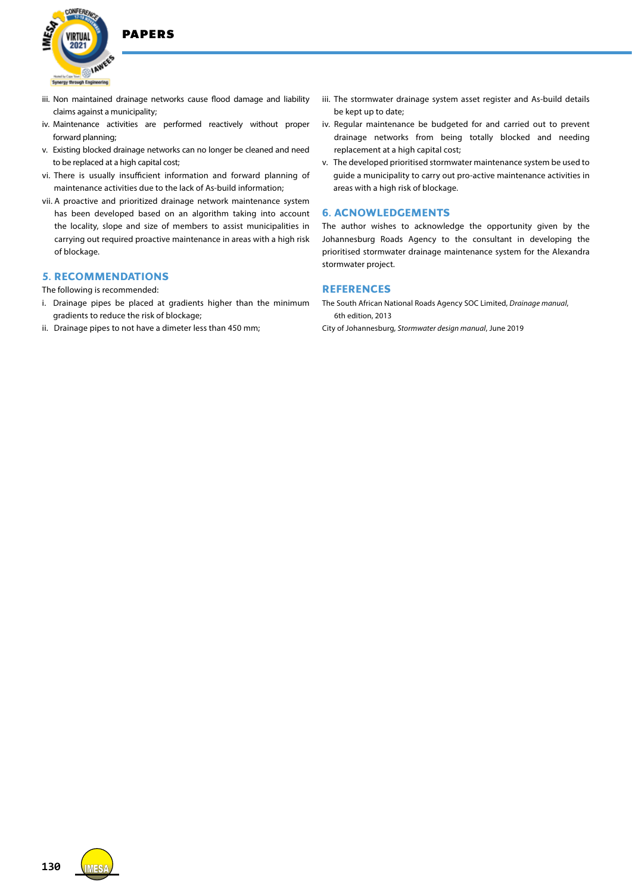iii. Non maintained drainage networks cause flood damage and liability claims against a municipality;
iv. Maintenance activities are performed reactively without proper forward planning;
v. Existing blocked drainage networks can no longer be cleaned and need to be replaced at a high capital cost;
vi. There is usually insufficient information and forward planning of maintenance activities due to the lack of As-build information;
vii. A proactive and prioritized drainage network maintenance system has been developed based on an algorithm taking into account the locality, slope and size of members to assist municipalities in carrying out required proactive maintenance in areas with a high risk of blockage.

## 5. RECOMMENDATIONS

The following is recommended:

i. Drainage pipes be placed at gradients higher than the minimum gradients to reduce the risk of blockage;
ii. Drainage pipes to not have a dimeter less than 450 mm;
iii. The stormwater drainage system asset register and As-build details be kept up to date;
iv. Regular maintenance be budgeted for and carried out to prevent drainage networks from being totally blocked and needing replacement at a high capital cost;
v. The developed prioritised stormwater maintenance system be used to guide a municipality to carry out pro-active maintenance activities in areas with a high risk of blockage.

## 6. ACNOWLEDGEMENTS

The author wishes to acknowledge the opportunity given by the Johannesburg Roads Agency to the consultant in developing the prioritised stormwater drainage maintenance system for the Alexandra stormwater project.

## REFERENCES

The South African National Roads Agency SOC Limited, *Drainage manual*, 6th edition, 2013

City of Johannesburg, *Stormwater design manual*, June 2019